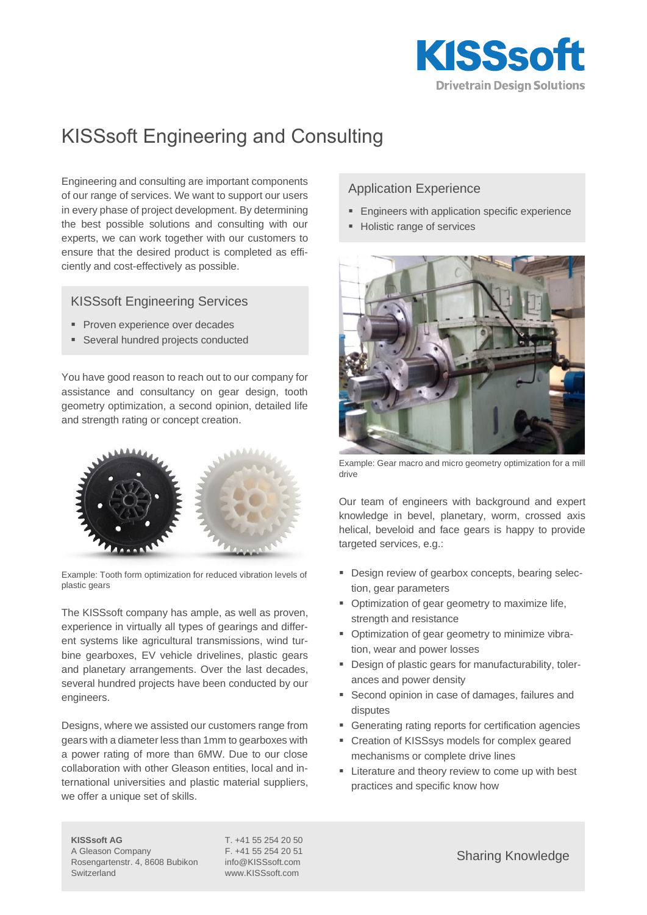# KISSsoft Engineering and Consulting

Engineering and consulting are important components of our range of services. We want to support our users in every phase of project development. By determining the best possible solutions and consulting with our experts, we can work together with our customers to ensure that the desired product is completed as efficiently and cost-effectively as possible.

## KISSsoft Engineering Services

- Proven experience over decades
- Several hundred projects conducted

You have good reason to reach out to our company for assistance and consultancy on gear design, tooth geometry optimization, a second opinion, detailed life and strength rating or concept creation.

Example: Tooth form optimization for reduced vibration levels of plastic gears

The KISSsoft company has ample, as well as proven, experience in virtually all types of gearings and different systems like agricultural transmissions, wind turbine gearboxes, EV vehicle drivelines, plastic gears and planetary arrangements. Over the last decades, several hundred projects have been conducted by our engineers.

Designs, where we assisted our customers range from gears with a diameter less than 1mm to gearboxes with a power rating of more than 6MW. Due to our close collaboration with other Gleason entities, local and international universities and plastic material suppliers, we offer a unique set of skills.

## Application Experience

- Engineers with application specific experience
- Holistic range of services

Example: Gear macro and micro geometry optimization for a mill drive

Our team of engineers with background and expert knowledge in bevel, planetary, worm, crossed axis helical, beveloid and face gears is happy to provide targeted services, e.g.:

- Design review of gearbox concepts, bearing selection, gear parameters
- Optimization of gear geometry to maximize life, strength and resistance
- Optimization of gear geometry to minimize vibration, wear and power losses
- Design of plastic gears for manufacturability, tolerances and power density
- Second opinion in case of damages, failures and disputes
- Generating rating reports for certification agencies
- Creation of KISSsys models for complex geared mechanisms or complete drive lines
- Literature and theory review to come up with best practices and specific know how

**KISSsoft AG**
A Gleason Company
Rosengartenstr. 4, 8608 Bubikon
Switzerland

T. +41 55 254 20 50
F. +41 55 254 20 51
info@KISSsoft.com
www.KISSsoft.com

Sharing Knowledge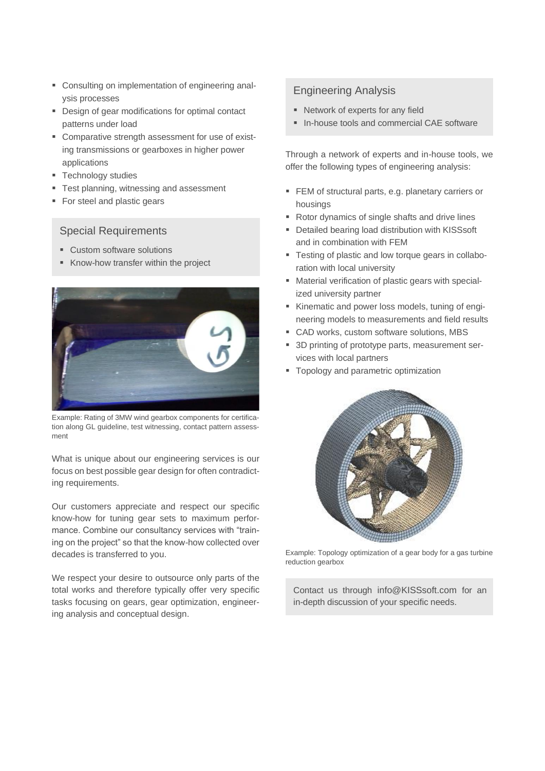- Consulting on implementation of engineering analysis processes
- Design of gear modifications for optimal contact patterns under load
- Comparative strength assessment for use of existing transmissions or gearboxes in higher power applications
- Technology studies
- Test planning, witnessing and assessment
- For steel and plastic gears

## Special Requirements

- Custom software solutions
- Know-how transfer within the project

Example: Rating of 3MW wind gearbox components for certification along GL guideline, test witnessing, contact pattern assessment

What is unique about our engineering services is our focus on best possible gear design for often contradicting requirements.

Our customers appreciate and respect our specific know-how for tuning gear sets to maximum performance. Combine our consultancy services with "training on the project" so that the know-how collected over decades is transferred to you.

We respect your desire to outsource only parts of the total works and therefore typically offer very specific tasks focusing on gears, gear optimization, engineering analysis and conceptual design.

## Engineering Analysis

- Network of experts for any field
- In-house tools and commercial CAE software

Through a network of experts and in-house tools, we offer the following types of engineering analysis:

- FEM of structural parts, e.g. planetary carriers or housings
- Rotor dynamics of single shafts and drive lines
- Detailed bearing load distribution with KISSsoft and in combination with FEM
- Testing of plastic and low torque gears in collaboration with local university
- Material verification of plastic gears with specialized university partner
- Kinematic and power loss models, tuning of engineering models to measurements and field results
- CAD works, custom software solutions, MBS
- 3D printing of prototype parts, measurement services with local partners
- Topology and parametric optimization

Example: Topology optimization of a gear body for a gas turbine reduction gearbox

Contact us through info@KISSsoft.com for an in-depth discussion of your specific needs.